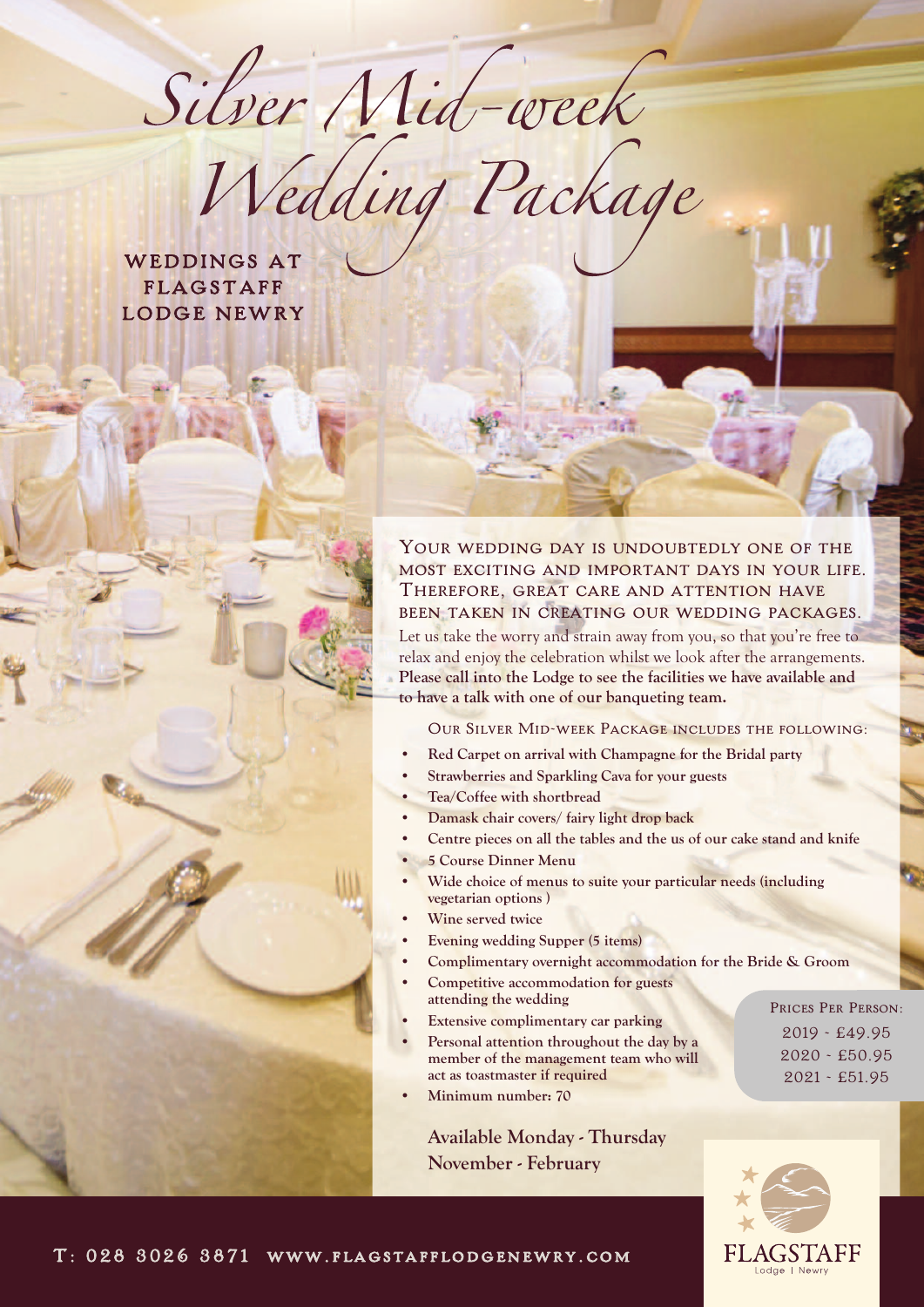# Silver Mid-week Wedding Package

## WEDDINGS AT FLAGSTAFF LODGE NEWRY

YOUR WEDDING DAY IS UNDOUBTEDLY ONE OF THE MOST EXCITING AND IMPORTANT DAYS IN YOUR LIFE. THEREFORE, GREAT CARE AND ATTENTION HAVE BEEN TAKEN IN CREATING OUR WEDDING PACKAGES.

Let us take the worry and strain away from you, so that you're free to relax and enjoy the celebration whilst we look after the arrangements. **Please call into the Lodge to see the facilities we have available and to have a talk with one of our banqueting team.**

OUR SILVER MID-WEEK PACKAGE INCLUDES THE FOLLOWING:

- **Red Carpet on arrival with Champagne for the Bridal party**
- **Strawberries and Sparkling Cava for your guests**
- **Tea/Coffee with shortbread**
- **Damask chair covers/ fairy light drop back**
- **Centre pieces on all the tables and the us of our cake stand and knife**
- **5 Course Dinner Menu**
- **Wide choice of menus to suite your particular needs (including vegetarian options )**
- **Wine served twice**
- **Evening wedding Supper (5 items)**
- **Complimentary overnight accommodation for the Bride & Groom**
- **Competitive accommodation for guests attending the wedding**
- **Extensive complimentary car parking**
- **Personal attention throughout the day by a member of the management team who will act as toastmaster if required**
- **Minimum number: 70**

PRICES PER PERSON:
2019 - £49.95
2020 - £50.95
2021 - £51.95

**Available Monday - Thursday**
**November - February**

FLAGSTAFF Lodge | Newry

T: 028 3026 3871 WWW.FLAGSTAFFLODGENEWRY.COM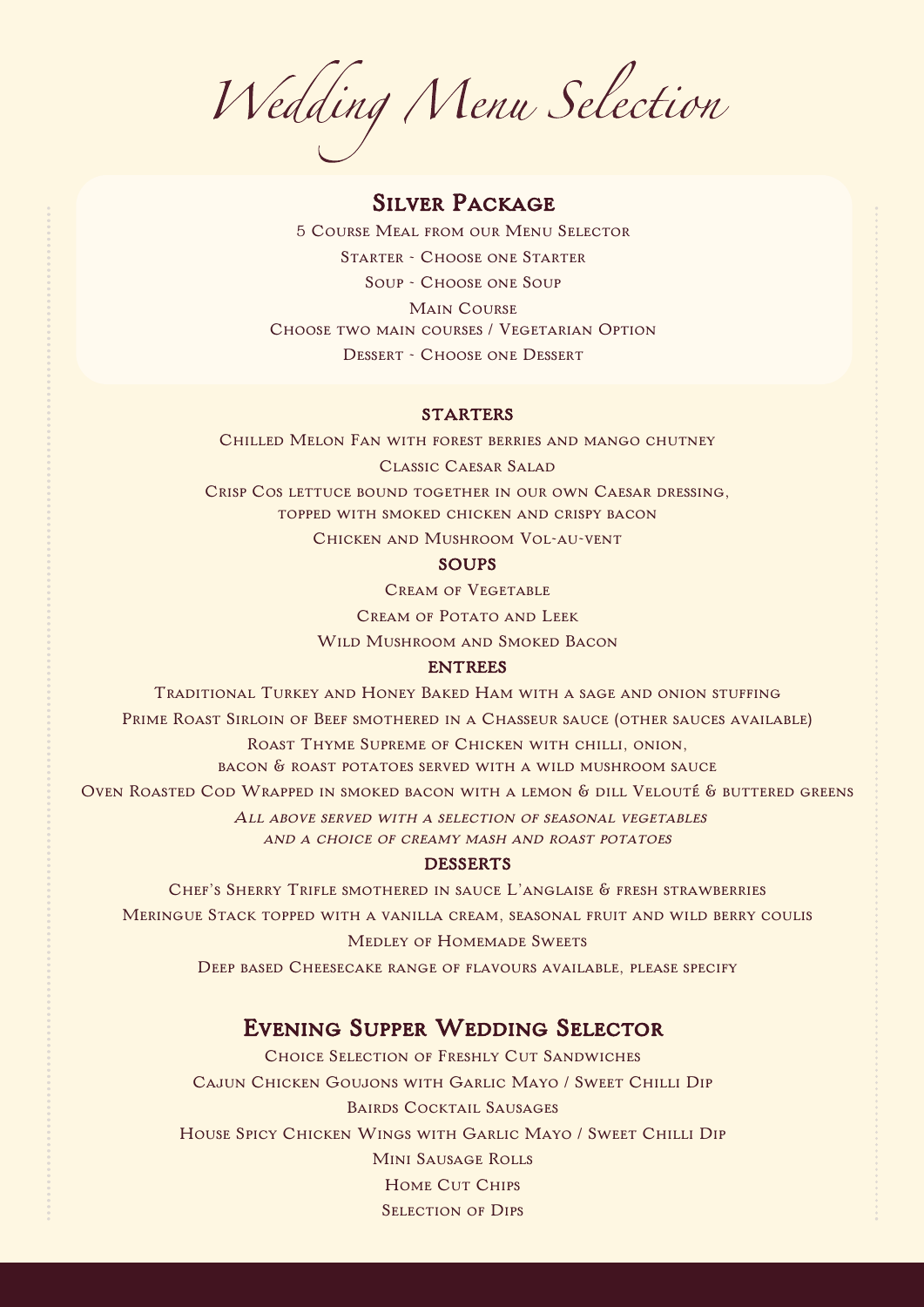# Wedding Menu Selection

## Silver Package

5 Course Meal from our Menu Selector

Starter - Choose one Starter

Soup - Choose one Soup

Main Course

Choose two main courses / Vegetarian Option

Dessert - Choose one Dessert

### STARTERS

Chilled Melon Fan with forest berries and mango chutney

Classic Caesar Salad

Crisp Cos lettuce bound together in our own Caesar dressing,
topped with smoked chicken and crispy bacon

Chicken and Mushroom Vol-au-vent

### SOUPS

Cream of Vegetable

Cream of Potato and Leek

Wild Mushroom and Smoked Bacon

### ENTREES

Traditional Turkey and Honey Baked Ham with a sage and onion stuffing

Prime Roast Sirloin of Beef smothered in a Chasseur sauce (other sauces available)

Roast Thyme Supreme of Chicken with chilli, onion,
bacon & roast potatoes served with a wild mushroom sauce

Oven Roasted Cod Wrapped in smoked bacon with a lemon & dill Velouté & buttered greens

*All above served with a selection of seasonal vegetables*
*and a choice of creamy mash and roast potatoes*

### DESSERTS

Chef's Sherry Trifle smothered in sauce L'anglaise & fresh strawberries

Meringue Stack topped with a vanilla cream, seasonal fruit and wild berry coulis

Medley of Homemade Sweets

Deep based Cheesecake range of flavours available, please specify

## Evening Supper Wedding Selector

Choice Selection of Freshly Cut Sandwiches

Cajun Chicken Goujons with Garlic Mayo / Sweet Chilli Dip

Bairds Cocktail Sausages

House Spicy Chicken Wings with Garlic Mayo / Sweet Chilli Dip

Mini Sausage Rolls

Home Cut Chips

Selection of Dips